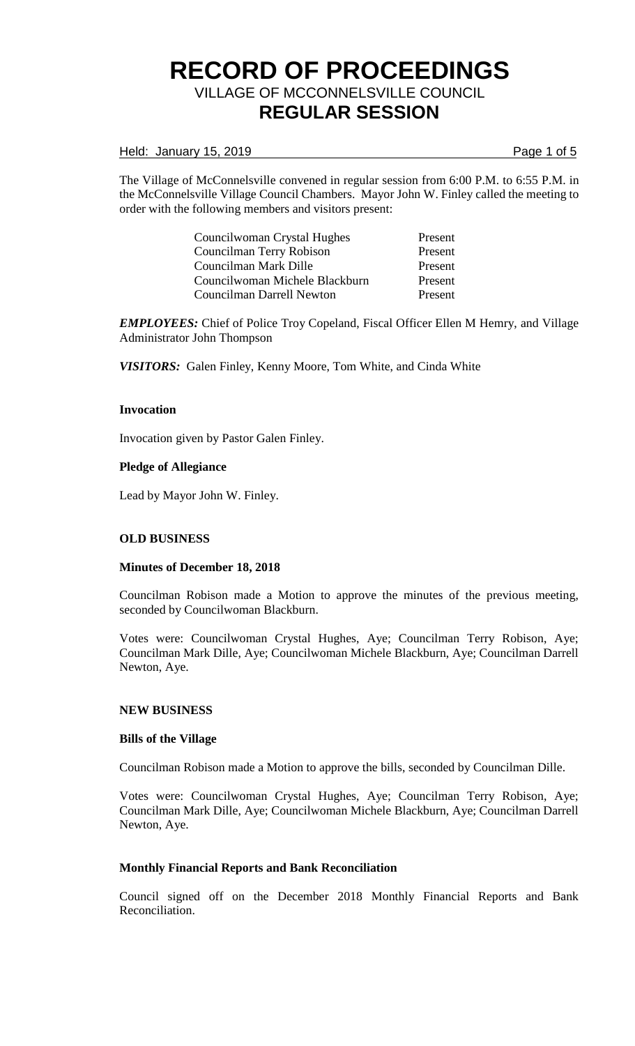# RECORD OF PROCEEDINGS

## VILLAGE OF MCCONNELSVILLE COUNCIL

# REGULAR SESSION

Held: January 15, 2019

The Village of McConnelsville convened in regular session from 6:00 P.M. to 6:55 P.M. in the McConnelsville Village Council Chambers. Mayor John W. Finley called the meeting to order with the following members and visitors present:

| | |
|---|---|
| Councilwoman Crystal Hughes | Present |
| Councilman Terry Robison | Present |
| Councilman Mark Dille | Present |
| Councilwoman Michele Blackburn | Present |
| Councilman Darrell Newton | Present |

***EMPLOYEES:*** Chief of Police Troy Copeland, Fiscal Officer Ellen M Hemry, and Village Administrator John Thompson

***VISITORS:*** Galen Finley, Kenny Moore, Tom White, and Cinda White

**Invocation**

Invocation given by Pastor Galen Finley.

**Pledge of Allegiance**

Lead by Mayor John W. Finley.

**OLD BUSINESS**

**Minutes of December 18, 2018**

Councilman Robison made a Motion to approve the minutes of the previous meeting, seconded by Councilwoman Blackburn.

Votes were: Councilwoman Crystal Hughes, Aye; Councilman Terry Robison, Aye; Councilman Mark Dille, Aye; Councilwoman Michele Blackburn, Aye; Councilman Darrell Newton, Aye.

**NEW BUSINESS**

**Bills of the Village**

Councilman Robison made a Motion to approve the bills, seconded by Councilman Dille.

Votes were: Councilwoman Crystal Hughes, Aye; Councilman Terry Robison, Aye; Councilman Mark Dille, Aye; Councilwoman Michele Blackburn, Aye; Councilman Darrell Newton, Aye.

**Monthly Financial Reports and Bank Reconciliation**

Council signed off on the December 2018 Monthly Financial Reports and Bank Reconciliation.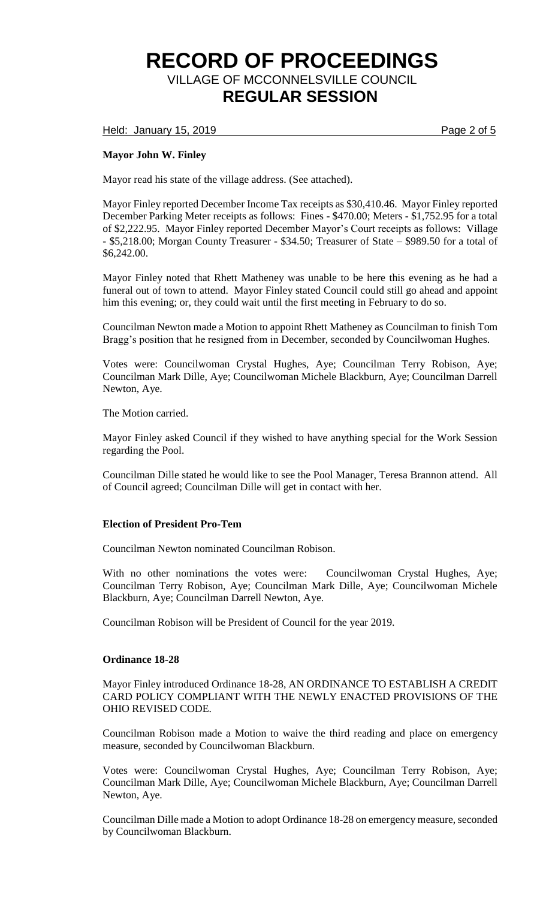**Mayor John W. Finley**

Mayor read his state of the village address. (See attached).

Mayor Finley reported December Income Tax receipts as $30,410.46. Mayor Finley reported December Parking Meter receipts as follows: Fines - $470.00; Meters - $1,752.95 for a total of $2,222.95. Mayor Finley reported December Mayor's Court receipts as follows: Village - $5,218.00; Morgan County Treasurer - $34.50; Treasurer of State – $989.50 for a total of $6,242.00.

Mayor Finley noted that Rhett Matheney was unable to be here this evening as he had a funeral out of town to attend. Mayor Finley stated Council could still go ahead and appoint him this evening; or, they could wait until the first meeting in February to do so.

Councilman Newton made a Motion to appoint Rhett Matheney as Councilman to finish Tom Bragg's position that he resigned from in December, seconded by Councilwoman Hughes.

Votes were: Councilwoman Crystal Hughes, Aye; Councilman Terry Robison, Aye; Councilman Mark Dille, Aye; Councilwoman Michele Blackburn, Aye; Councilman Darrell Newton, Aye.

The Motion carried.

Mayor Finley asked Council if they wished to have anything special for the Work Session regarding the Pool.

Councilman Dille stated he would like to see the Pool Manager, Teresa Brannon attend. All of Council agreed; Councilman Dille will get in contact with her.

**Election of President Pro-Tem**

Councilman Newton nominated Councilman Robison.

With no other nominations the votes were: Councilwoman Crystal Hughes, Aye; Councilman Terry Robison, Aye; Councilman Mark Dille, Aye; Councilwoman Michele Blackburn, Aye; Councilman Darrell Newton, Aye.

Councilman Robison will be President of Council for the year 2019.

**Ordinance 18-28**

Mayor Finley introduced Ordinance 18-28, AN ORDINANCE TO ESTABLISH A CREDIT CARD POLICY COMPLIANT WITH THE NEWLY ENACTED PROVISIONS OF THE OHIO REVISED CODE.

Councilman Robison made a Motion to waive the third reading and place on emergency measure, seconded by Councilwoman Blackburn.

Votes were: Councilwoman Crystal Hughes, Aye; Councilman Terry Robison, Aye; Councilman Mark Dille, Aye; Councilwoman Michele Blackburn, Aye; Councilman Darrell Newton, Aye.

Councilman Dille made a Motion to adopt Ordinance 18-28 on emergency measure, seconded by Councilwoman Blackburn.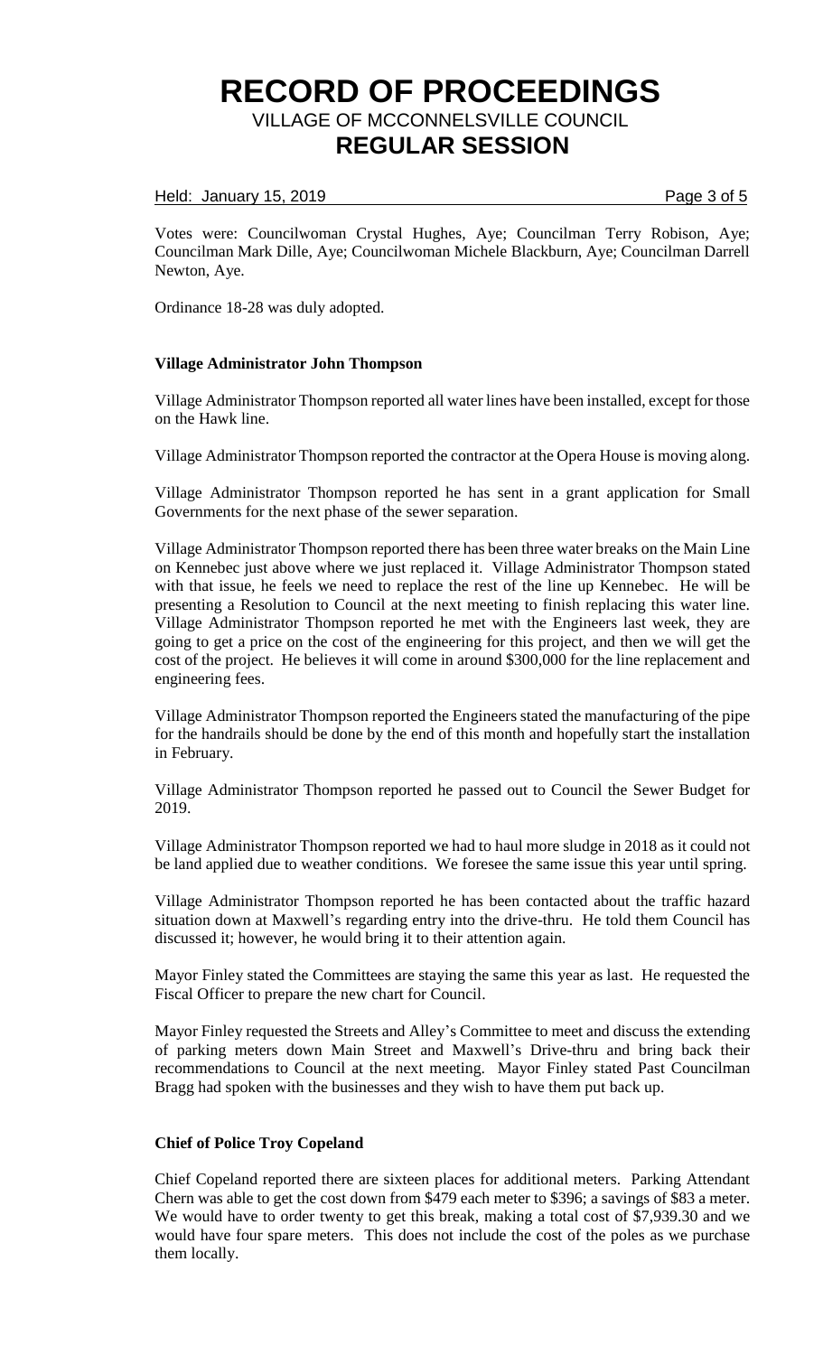Votes were: Councilwoman Crystal Hughes, Aye; Councilman Terry Robison, Aye; Councilman Mark Dille, Aye; Councilwoman Michele Blackburn, Aye; Councilman Darrell Newton, Aye.

Ordinance 18-28 was duly adopted.

**Village Administrator John Thompson**

Village Administrator Thompson reported all water lines have been installed, except for those on the Hawk line.

Village Administrator Thompson reported the contractor at the Opera House is moving along.

Village Administrator Thompson reported he has sent in a grant application for Small Governments for the next phase of the sewer separation.

Village Administrator Thompson reported there has been three water breaks on the Main Line on Kennebec just above where we just replaced it. Village Administrator Thompson stated with that issue, he feels we need to replace the rest of the line up Kennebec. He will be presenting a Resolution to Council at the next meeting to finish replacing this water line. Village Administrator Thompson reported he met with the Engineers last week, they are going to get a price on the cost of the engineering for this project, and then we will get the cost of the project. He believes it will come in around $300,000 for the line replacement and engineering fees.

Village Administrator Thompson reported the Engineers stated the manufacturing of the pipe for the handrails should be done by the end of this month and hopefully start the installation in February.

Village Administrator Thompson reported he passed out to Council the Sewer Budget for 2019.

Village Administrator Thompson reported we had to haul more sludge in 2018 as it could not be land applied due to weather conditions. We foresee the same issue this year until spring.

Village Administrator Thompson reported he has been contacted about the traffic hazard situation down at Maxwell's regarding entry into the drive-thru. He told them Council has discussed it; however, he would bring it to their attention again.

Mayor Finley stated the Committees are staying the same this year as last. He requested the Fiscal Officer to prepare the new chart for Council.

Mayor Finley requested the Streets and Alley's Committee to meet and discuss the extending of parking meters down Main Street and Maxwell's Drive-thru and bring back their recommendations to Council at the next meeting. Mayor Finley stated Past Councilman Bragg had spoken with the businesses and they wish to have them put back up.

**Chief of Police Troy Copeland**

Chief Copeland reported there are sixteen places for additional meters. Parking Attendant Chern was able to get the cost down from $479 each meter to $396; a savings of $83 a meter. We would have to order twenty to get this break, making a total cost of $7,939.30 and we would have four spare meters. This does not include the cost of the poles as we purchase them locally.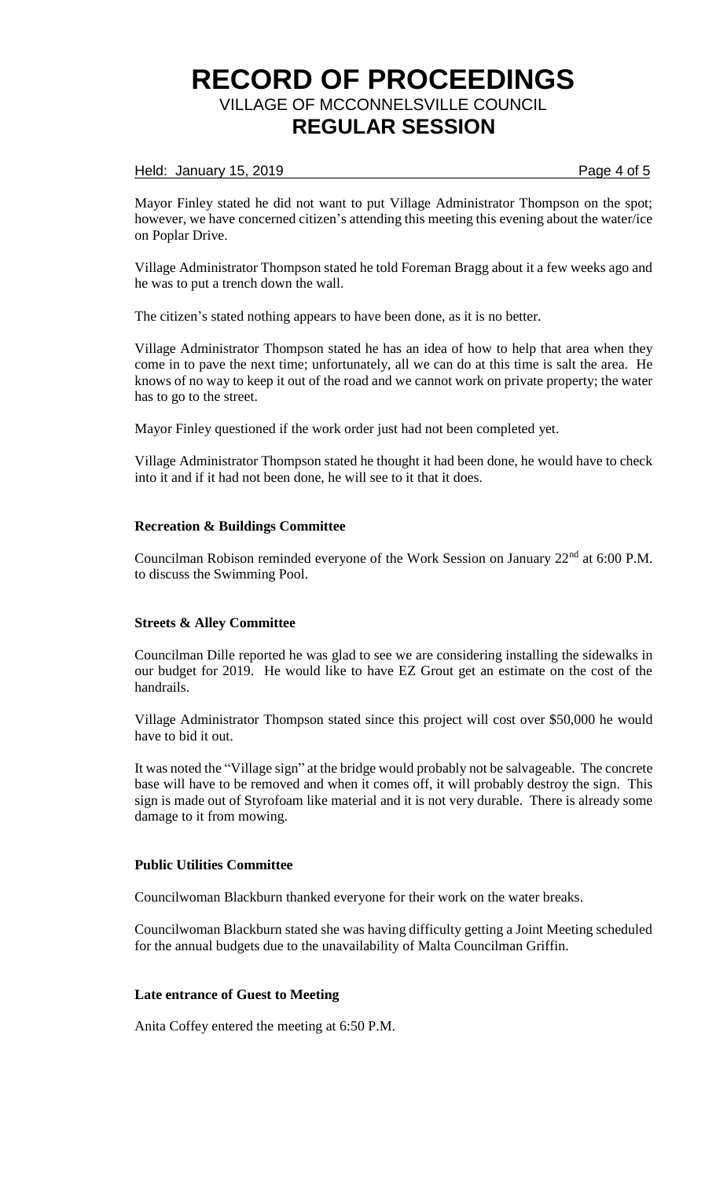Mayor Finley stated he did not want to put Village Administrator Thompson on the spot; however, we have concerned citizen's attending this meeting this evening about the water/ice on Poplar Drive.

Village Administrator Thompson stated he told Foreman Bragg about it a few weeks ago and he was to put a trench down the wall.

The citizen's stated nothing appears to have been done, as it is no better.

Village Administrator Thompson stated he has an idea of how to help that area when they come in to pave the next time; unfortunately, all we can do at this time is salt the area. He knows of no way to keep it out of the road and we cannot work on private property; the water has to go to the street.

Mayor Finley questioned if the work order just had not been completed yet.

Village Administrator Thompson stated he thought it had been done, he would have to check into it and if it had not been done, he will see to it that it does.

**Recreation & Buildings Committee**

Councilman Robison reminded everyone of the Work Session on January 22nd at 6:00 P.M. to discuss the Swimming Pool.

**Streets & Alley Committee**

Councilman Dille reported he was glad to see we are considering installing the sidewalks in our budget for 2019. He would like to have EZ Grout get an estimate on the cost of the handrails.

Village Administrator Thompson stated since this project will cost over $50,000 he would have to bid it out.

It was noted the "Village sign" at the bridge would probably not be salvageable. The concrete base will have to be removed and when it comes off, it will probably destroy the sign. This sign is made out of Styrofoam like material and it is not very durable. There is already some damage to it from mowing.

**Public Utilities Committee**

Councilwoman Blackburn thanked everyone for their work on the water breaks.

Councilwoman Blackburn stated she was having difficulty getting a Joint Meeting scheduled for the annual budgets due to the unavailability of Malta Councilman Griffin.

**Late entrance of Guest to Meeting**

Anita Coffey entered the meeting at 6:50 P.M.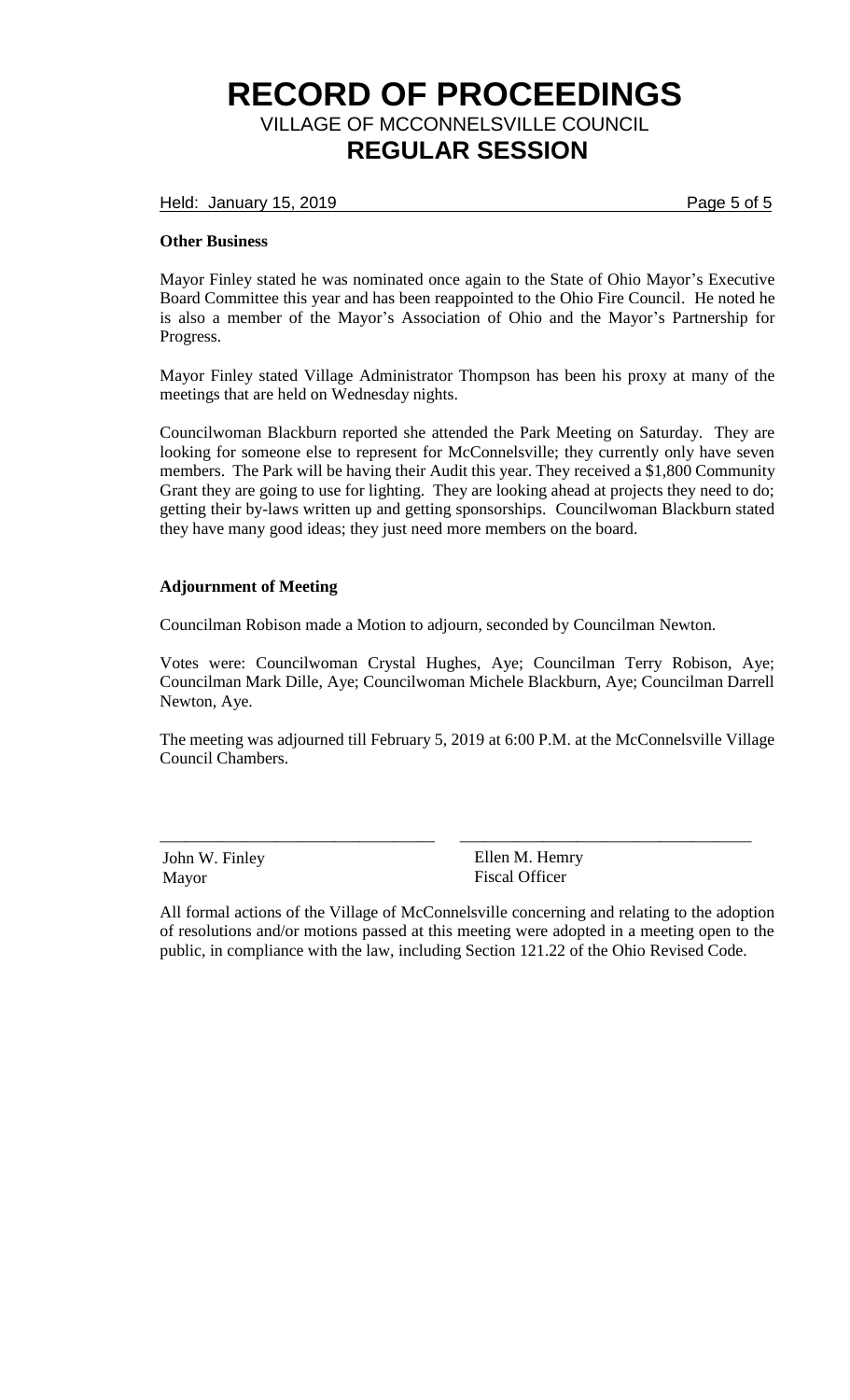**Other Business**

Mayor Finley stated he was nominated once again to the State of Ohio Mayor's Executive Board Committee this year and has been reappointed to the Ohio Fire Council. He noted he is also a member of the Mayor's Association of Ohio and the Mayor's Partnership for Progress.

Mayor Finley stated Village Administrator Thompson has been his proxy at many of the meetings that are held on Wednesday nights.

Councilwoman Blackburn reported she attended the Park Meeting on Saturday. They are looking for someone else to represent for McConnelsville; they currently only have seven members. The Park will be having their Audit this year. They received a $1,800 Community Grant they are going to use for lighting. They are looking ahead at projects they need to do; getting their by-laws written up and getting sponsorships. Councilwoman Blackburn stated they have many good ideas; they just need more members on the board.

**Adjournment of Meeting**

Councilman Robison made a Motion to adjourn, seconded by Councilman Newton.

Votes were: Councilwoman Crystal Hughes, Aye; Councilman Terry Robison, Aye; Councilman Mark Dille, Aye; Councilwoman Michele Blackburn, Aye; Councilman Darrell Newton, Aye.

The meeting was adjourned till February 5, 2019 at 6:00 P.M. at the McConnelsville Village Council Chambers.

_________________________________ _________________________________

John W. Finley
Mayor

Ellen M. Hemry
Fiscal Officer

All formal actions of the Village of McConnelsville concerning and relating to the adoption of resolutions and/or motions passed at this meeting were adopted in a meeting open to the public, in compliance with the law, including Section 121.22 of the Ohio Revised Code.